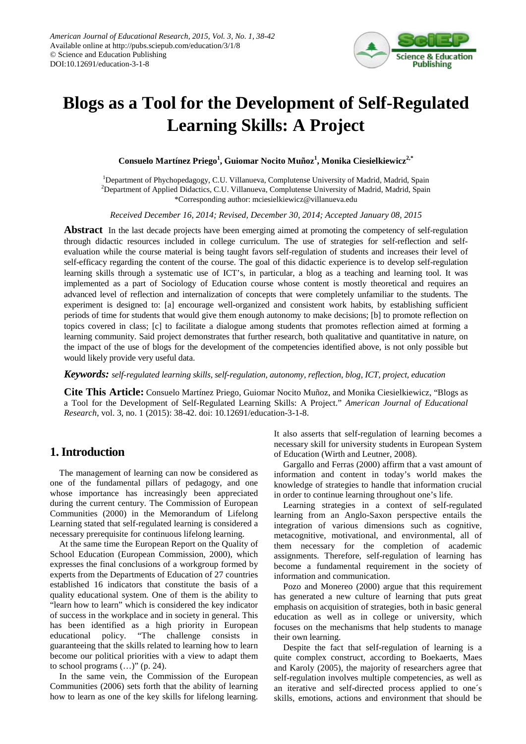American Journal of Educational Research, 2015, Vol. 3, No. 1, 38-42
Available online at http://pubs.sciepub.com/education/3/1/8
© Science and Education Publishing
DOI:10.12691/education-3-1-8

# Blogs as a Tool for the Development of Self-Regulated Learning Skills: A Project

**Consuelo Martínez Priego[1], Guiomar Nocito Muñoz[1], Monika Ciesielkiewicz[2,*]**

[1]Department of Phychopedagogy, C.U. Villanueva, Complutense University of Madrid, Madrid, Spain
[2]Department of Applied Didactics, C.U. Villanueva, Complutense University of Madrid, Madrid, Spain
*Corresponding author: mciesielkiewicz@villanueva.edu

*Received December 16, 2014; Revised, December 30, 2014; Accepted January 08, 2015*

**Abstract** In the last decade projects have been emerging aimed at promoting the competency of self-regulation through didactic resources included in college curriculum. The use of strategies for self-reflection and self-evaluation while the course material is being taught favors self-regulation of students and increases their level of self-efficacy regarding the content of the course. The goal of this didactic experience is to develop self-regulation learning skills through a systematic use of ICT's, in particular, a blog as a teaching and learning tool. It was implemented as a part of Sociology of Education course whose content is mostly theoretical and requires an advanced level of reflection and internalization of concepts that were completely unfamiliar to the students. The experiment is designed to: [a] encourage well-organized and consistent work habits, by establishing sufficient periods of time for students that would give them enough autonomy to make decisions; [b] to promote reflection on topics covered in class; [c] to facilitate a dialogue among students that promotes reflection aimed at forming a learning community. Said project demonstrates that further research, both qualitative and quantitative in nature, on the impact of the use of blogs for the development of the competencies identified above, is not only possible but would likely provide very useful data.

***Keywords:*** *self-regulated learning skills, self-regulation, autonomy, reflection, blog, ICT, project, education*

**Cite This Article:** Consuelo Martínez Priego, Guiomar Nocito Muñoz, and Monika Ciesielkiewicz, "Blogs as a Tool for the Development of Self-Regulated Learning Skills: A Project." *American Journal of Educational Research*, vol. 3, no. 1 (2015): 38-42. doi: 10.12691/education-3-1-8.

## 1. Introduction

The management of learning can now be considered as one of the fundamental pillars of pedagogy, and one whose importance has increasingly been appreciated during the current century. The Commission of European Communities (2000) in the Memorandum of Lifelong Learning stated that self-regulated learning is considered a necessary prerequisite for continuous lifelong learning.

At the same time the European Report on the Quality of School Education (European Commission, 2000), which expresses the final conclusions of a workgroup formed by experts from the Departments of Education of 27 countries established 16 indicators that constitute the basis of a quality educational system. One of them is the ability to "learn how to learn" which is considered the key indicator of success in the workplace and in society in general. This has been identified as a high priority in European educational policy. "The challenge consists in guaranteeing that the skills related to learning how to learn become our political priorities with a view to adapt them to school programs (…)" (p. 24).

In the same vein, the Commission of the European Communities (2006) sets forth that the ability of learning how to learn as one of the key skills for lifelong learning. It also asserts that self-regulation of learning becomes a necessary skill for university students in European System of Education (Wirth and Leutner, 2008).

Gargallo and Ferras (2000) affirm that a vast amount of information and content in today's world makes the knowledge of strategies to handle that information crucial in order to continue learning throughout one's life.

Learning strategies in a context of self-regulated learning from an Anglo-Saxon perspective entails the integration of various dimensions such as cognitive, metacognitive, motivational, and environmental, all of them necessary for the completion of academic assignments. Therefore, self-regulation of learning has become a fundamental requirement in the society of information and communication.

Pozo and Monereo (2000) argue that this requirement has generated a new culture of learning that puts great emphasis on acquisition of strategies, both in basic general education as well as in college or university, which focuses on the mechanisms that help students to manage their own learning.

Despite the fact that self-regulation of learning is a quite complex construct, according to Boekaerts, Maes and Karoly (2005), the majority of researchers agree that self-regulation involves multiple competencies, as well as an iterative and self-directed process applied to one´s skills, emotions, actions and environment that should be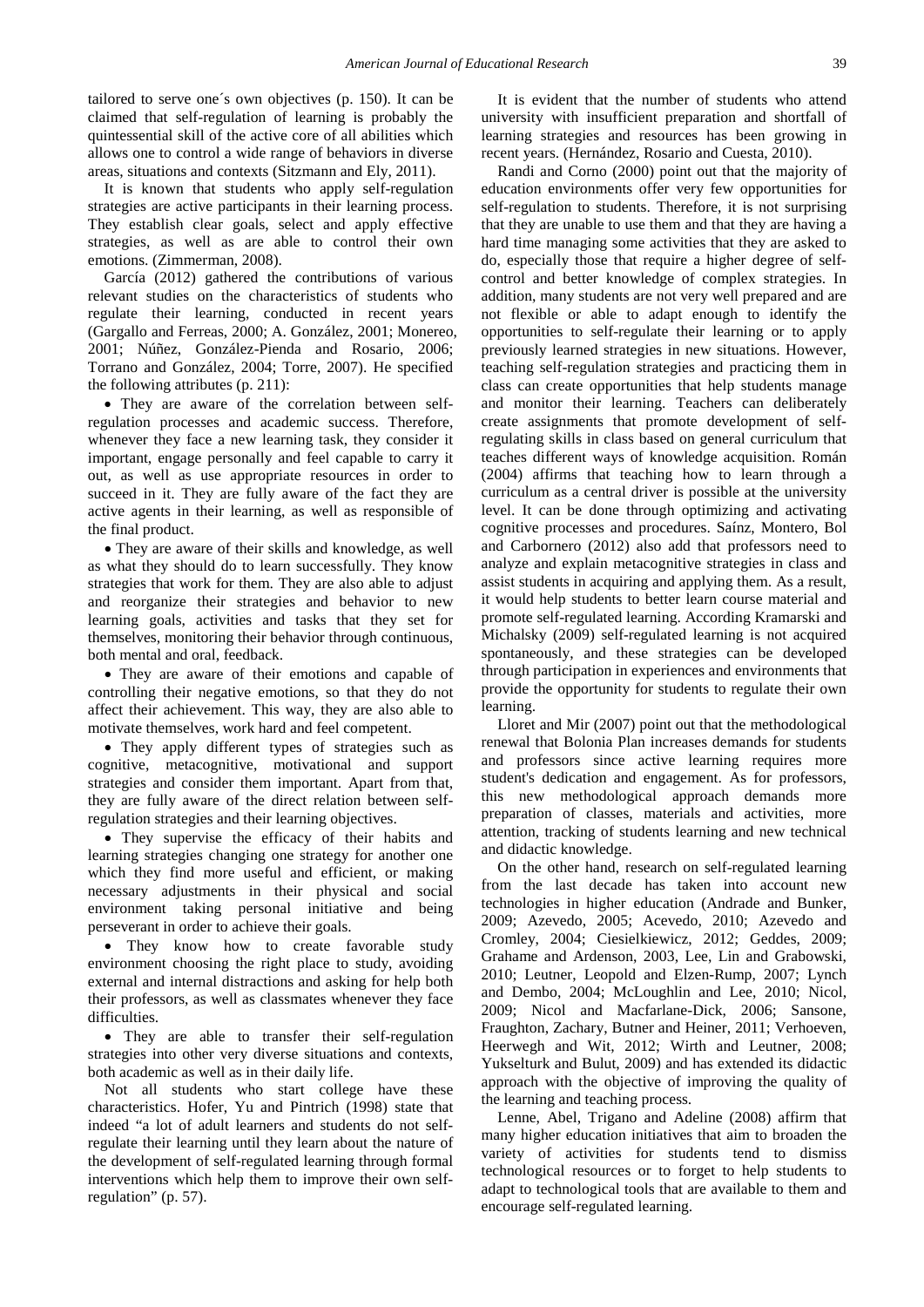tailored to serve one´s own objectives (p. 150). It can be claimed that self-regulation of learning is probably the quintessential skill of the active core of all abilities which allows one to control a wide range of behaviors in diverse areas, situations and contexts (Sitzmann and Ely, 2011).

It is known that students who apply self-regulation strategies are active participants in their learning process. They establish clear goals, select and apply effective strategies, as well as are able to control their own emotions. (Zimmerman, 2008).

García (2012) gathered the contributions of various relevant studies on the characteristics of students who regulate their learning, conducted in recent years (Gargallo and Ferreas, 2000; A. González, 2001; Monereo, 2001; Núñez, González-Pienda and Rosario, 2006; Torrano and González, 2004; Torre, 2007). He specified the following attributes (p. 211):

- They are aware of the correlation between self-regulation processes and academic success. Therefore, whenever they face a new learning task, they consider it important, engage personally and feel capable to carry it out, as well as use appropriate resources in order to succeed in it. They are fully aware of the fact they are active agents in their learning, as well as responsible of the final product.
- They are aware of their skills and knowledge, as well as what they should do to learn successfully. They know strategies that work for them. They are also able to adjust and reorganize their strategies and behavior to new learning goals, activities and tasks that they set for themselves, monitoring their behavior through continuous, both mental and oral, feedback.
- They are aware of their emotions and capable of controlling their negative emotions, so that they do not affect their achievement. This way, they are also able to motivate themselves, work hard and feel competent.
- They apply different types of strategies such as cognitive, metacognitive, motivational and support strategies and consider them important. Apart from that, they are fully aware of the direct relation between self-regulation strategies and their learning objectives.
- They supervise the efficacy of their habits and learning strategies changing one strategy for another one which they find more useful and efficient, or making necessary adjustments in their physical and social environment taking personal initiative and being perseverant in order to achieve their goals.
- They know how to create favorable study environment choosing the right place to study, avoiding external and internal distractions and asking for help both their professors, as well as classmates whenever they face difficulties.
- They are able to transfer their self-regulation strategies into other very diverse situations and contexts, both academic as well as in their daily life.

Not all students who start college have these characteristics. Hofer, Yu and Pintrich (1998) state that indeed "a lot of adult learners and students do not self-regulate their learning until they learn about the nature of the development of self-regulated learning through formal interventions which help them to improve their own self-regulation" (p. 57).

It is evident that the number of students who attend university with insufficient preparation and shortfall of learning strategies and resources has been growing in recent years. (Hernández, Rosario and Cuesta, 2010).

Randi and Corno (2000) point out that the majority of education environments offer very few opportunities for self-regulation to students. Therefore, it is not surprising that they are unable to use them and that they are having a hard time managing some activities that they are asked to do, especially those that require a higher degree of self-control and better knowledge of complex strategies. In addition, many students are not very well prepared and are not flexible or able to adapt enough to identify the opportunities to self-regulate their learning or to apply previously learned strategies in new situations. However, teaching self-regulation strategies and practicing them in class can create opportunities that help students manage and monitor their learning. Teachers can deliberately create assignments that promote development of self-regulating skills in class based on general curriculum that teaches different ways of knowledge acquisition. Román (2004) affirms that teaching how to learn through a curriculum as a central driver is possible at the university level. It can be done through optimizing and activating cognitive processes and procedures. Saínz, Montero, Bol and Carbornero (2012) also add that professors need to analyze and explain metacognitive strategies in class and assist students in acquiring and applying them. As a result, it would help students to better learn course material and promote self-regulated learning. According Kramarski and Michalsky (2009) self-regulated learning is not acquired spontaneously, and these strategies can be developed through participation in experiences and environments that provide the opportunity for students to regulate their own learning.

Lloret and Mir (2007) point out that the methodological renewal that Bolonia Plan increases demands for students and professors since active learning requires more student's dedication and engagement. As for professors, this new methodological approach demands more preparation of classes, materials and activities, more attention, tracking of students learning and new technical and didactic knowledge.

On the other hand, research on self-regulated learning from the last decade has taken into account new technologies in higher education (Andrade and Bunker, 2009; Azevedo, 2005; Acevedo, 2010; Azevedo and Cromley, 2004; Ciesielkiewicz, 2012; Geddes, 2009; Grahame and Ardenson, 2003, Lee, Lin and Grabowski, 2010; Leutner, Leopold and Elzen-Rump, 2007; Lynch and Dembo, 2004; McLoughlin and Lee, 2010; Nicol, 2009; Nicol and Macfarlane-Dick, 2006; Sansone, Fraughton, Zachary, Butner and Heiner, 2011; Verhoeven, Heerwegh and Wit, 2012; Wirth and Leutner, 2008; Yukselturk and Bulut, 2009) and has extended its didactic approach with the objective of improving the quality of the learning and teaching process.

Lenne, Abel, Trigano and Adeline (2008) affirm that many higher education initiatives that aim to broaden the variety of activities for students tend to dismiss technological resources or to forget to help students to adapt to technological tools that are available to them and encourage self-regulated learning.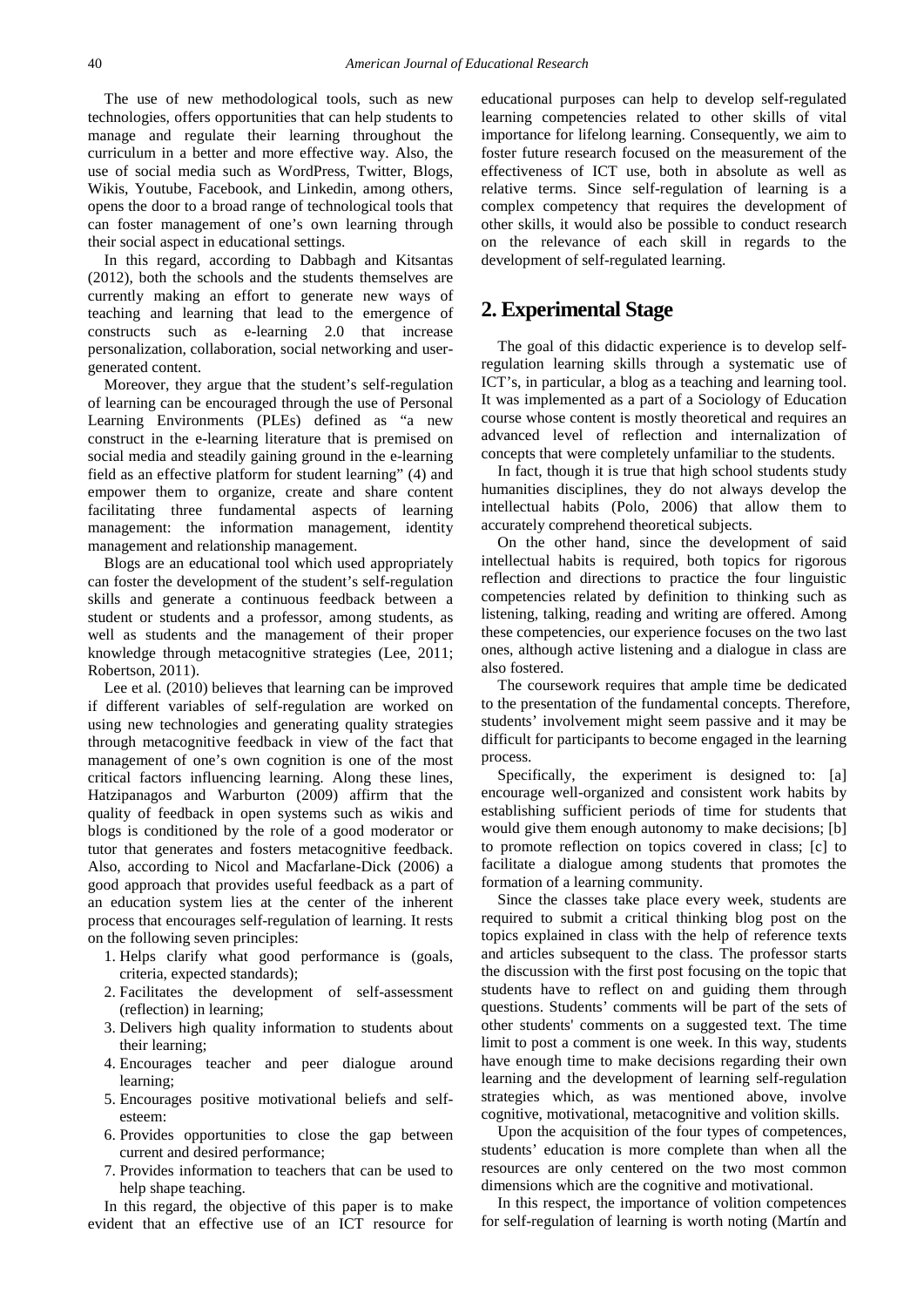The use of new methodological tools, such as new technologies, offers opportunities that can help students to manage and regulate their learning throughout the curriculum in a better and more effective way. Also, the use of social media such as WordPress, Twitter, Blogs, Wikis, Youtube, Facebook, and Linkedin, among others, opens the door to a broad range of technological tools that can foster management of one's own learning through their social aspect in educational settings.

In this regard, according to Dabbagh and Kitsantas (2012), both the schools and the students themselves are currently making an effort to generate new ways of teaching and learning that lead to the emergence of constructs such as e-learning 2.0 that increase personalization, collaboration, social networking and user-generated content.

Moreover, they argue that the student's self-regulation of learning can be encouraged through the use of Personal Learning Environments (PLEs) defined as "a new construct in the e-learning literature that is premised on social media and steadily gaining ground in the e-learning field as an effective platform for student learning" (4) and empower them to organize, create and share content facilitating three fundamental aspects of learning management: the information management, identity management and relationship management.

Blogs are an educational tool which used appropriately can foster the development of the student's self-regulation skills and generate a continuous feedback between a student or students and a professor, among students, as well as students and the management of their proper knowledge through metacognitive strategies (Lee, 2011; Robertson, 2011).

Lee et al. (2010) believes that learning can be improved if different variables of self-regulation are worked on using new technologies and generating quality strategies through metacognitive feedback in view of the fact that management of one's own cognition is one of the most critical factors influencing learning. Along these lines, Hatzipanagos and Warburton (2009) affirm that the quality of feedback in open systems such as wikis and blogs is conditioned by the role of a good moderator or tutor that generates and fosters metacognitive feedback. Also, according to Nicol and Macfarlane-Dick (2006) a good approach that provides useful feedback as a part of an education system lies at the center of the inherent process that encourages self-regulation of learning. It rests on the following seven principles:

1. Helps clarify what good performance is (goals, criteria, expected standards);
2. Facilitates the development of self-assessment (reflection) in learning;
3. Delivers high quality information to students about their learning;
4. Encourages teacher and peer dialogue around learning;
5. Encourages positive motivational beliefs and self-esteem:
6. Provides opportunities to close the gap between current and desired performance;
7. Provides information to teachers that can be used to help shape teaching.

In this regard, the objective of this paper is to make evident that an effective use of an ICT resource for educational purposes can help to develop self-regulated learning competencies related to other skills of vital importance for lifelong learning. Consequently, we aim to foster future research focused on the measurement of the effectiveness of ICT use, both in absolute as well as relative terms. Since self-regulation of learning is a complex competency that requires the development of other skills, it would also be possible to conduct research on the relevance of each skill in regards to the development of self-regulated learning.

## 2. Experimental Stage

The goal of this didactic experience is to develop self-regulation learning skills through a systematic use of ICT's, in particular, a blog as a teaching and learning tool. It was implemented as a part of a Sociology of Education course whose content is mostly theoretical and requires an advanced level of reflection and internalization of concepts that were completely unfamiliar to the students.

In fact, though it is true that high school students study humanities disciplines, they do not always develop the intellectual habits (Polo, 2006) that allow them to accurately comprehend theoretical subjects.

On the other hand, since the development of said intellectual habits is required, both topics for rigorous reflection and directions to practice the four linguistic competencies related by definition to thinking such as listening, talking, reading and writing are offered. Among these competencies, our experience focuses on the two last ones, although active listening and a dialogue in class are also fostered.

The coursework requires that ample time be dedicated to the presentation of the fundamental concepts. Therefore, students' involvement might seem passive and it may be difficult for participants to become engaged in the learning process.

Specifically, the experiment is designed to: [a] encourage well-organized and consistent work habits by establishing sufficient periods of time for students that would give them enough autonomy to make decisions; [b] to promote reflection on topics covered in class; [c] to facilitate a dialogue among students that promotes the formation of a learning community.

Since the classes take place every week, students are required to submit a critical thinking blog post on the topics explained in class with the help of reference texts and articles subsequent to the class. The professor starts the discussion with the first post focusing on the topic that students have to reflect on and guiding them through questions. Students' comments will be part of the sets of other students' comments on a suggested text. The time limit to post a comment is one week. In this way, students have enough time to make decisions regarding their own learning and the development of learning self-regulation strategies which, as was mentioned above, involve cognitive, motivational, metacognitive and volition skills.

Upon the acquisition of the four types of competences, students' education is more complete than when all the resources are only centered on the two most common dimensions which are the cognitive and motivational.

In this respect, the importance of volition competences for self-regulation of learning is worth noting (Martín and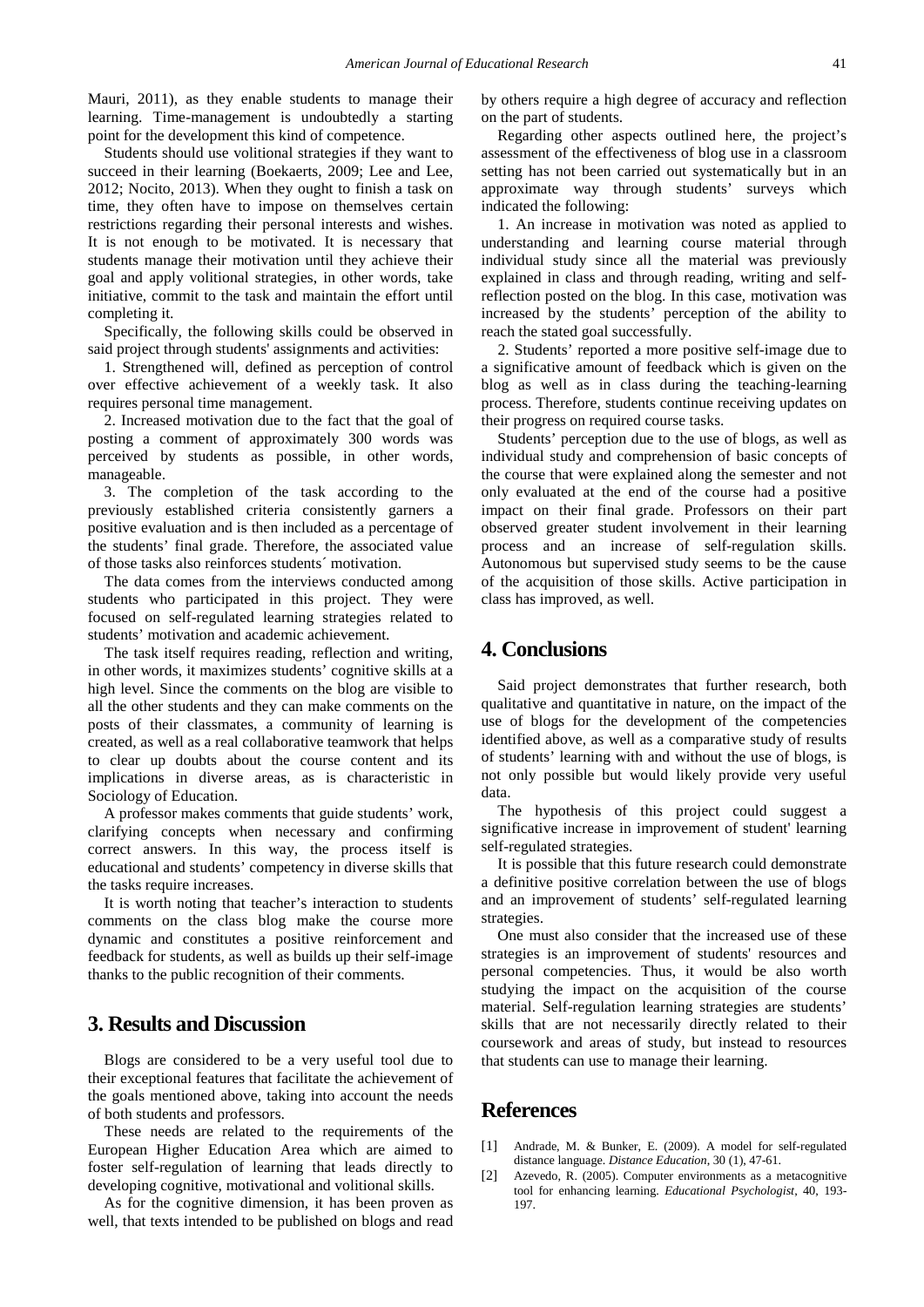Mauri, 2011), as they enable students to manage their learning. Time-management is undoubtedly a starting point for the development this kind of competence.

Students should use volitional strategies if they want to succeed in their learning (Boekaerts, 2009; Lee and Lee, 2012; Nocito, 2013). When they ought to finish a task on time, they often have to impose on themselves certain restrictions regarding their personal interests and wishes. It is not enough to be motivated. It is necessary that students manage their motivation until they achieve their goal and apply volitional strategies, in other words, take initiative, commit to the task and maintain the effort until completing it.

Specifically, the following skills could be observed in said project through students' assignments and activities:

1. Strengthened will, defined as perception of control over effective achievement of a weekly task. It also requires personal time management.

2. Increased motivation due to the fact that the goal of posting a comment of approximately 300 words was perceived by students as possible, in other words, manageable.

3. The completion of the task according to the previously established criteria consistently garners a positive evaluation and is then included as a percentage of the students' final grade. Therefore, the associated value of those tasks also reinforces students´ motivation.

The data comes from the interviews conducted among students who participated in this project. They were focused on self-regulated learning strategies related to students' motivation and academic achievement.

The task itself requires reading, reflection and writing, in other words, it maximizes students' cognitive skills at a high level. Since the comments on the blog are visible to all the other students and they can make comments on the posts of their classmates, a community of learning is created, as well as a real collaborative teamwork that helps to clear up doubts about the course content and its implications in diverse areas, as is characteristic in Sociology of Education.

A professor makes comments that guide students' work, clarifying concepts when necessary and confirming correct answers. In this way, the process itself is educational and students' competency in diverse skills that the tasks require increases.

It is worth noting that teacher's interaction to students comments on the class blog make the course more dynamic and constitutes a positive reinforcement and feedback for students, as well as builds up their self-image thanks to the public recognition of their comments.

## 3. Results and Discussion

Blogs are considered to be a very useful tool due to their exceptional features that facilitate the achievement of the goals mentioned above, taking into account the needs of both students and professors.

These needs are related to the requirements of the European Higher Education Area which are aimed to foster self-regulation of learning that leads directly to developing cognitive, motivational and volitional skills.

As for the cognitive dimension, it has been proven as well, that texts intended to be published on blogs and read by others require a high degree of accuracy and reflection on the part of students.

Regarding other aspects outlined here, the project's assessment of the effectiveness of blog use in a classroom setting has not been carried out systematically but in an approximate way through students' surveys which indicated the following:

1. An increase in motivation was noted as applied to understanding and learning course material through individual study since all the material was previously explained in class and through reading, writing and self-reflection posted on the blog. In this case, motivation was increased by the students' perception of the ability to reach the stated goal successfully.

2. Students' reported a more positive self-image due to a significative amount of feedback which is given on the blog as well as in class during the teaching-learning process. Therefore, students continue receiving updates on their progress on required course tasks.

Students' perception due to the use of blogs, as well as individual study and comprehension of basic concepts of the course that were explained along the semester and not only evaluated at the end of the course had a positive impact on their final grade. Professors on their part observed greater student involvement in their learning process and an increase of self-regulation skills. Autonomous but supervised study seems to be the cause of the acquisition of those skills. Active participation in class has improved, as well.

## 4. Conclusions

Said project demonstrates that further research, both qualitative and quantitative in nature, on the impact of the use of blogs for the development of the competencies identified above, as well as a comparative study of results of students' learning with and without the use of blogs, is not only possible but would likely provide very useful data.

The hypothesis of this project could suggest a significative increase in improvement of student' learning self-regulated strategies.

It is possible that this future research could demonstrate a definitive positive correlation between the use of blogs and an improvement of students' self-regulated learning strategies.

One must also consider that the increased use of these strategies is an improvement of students' resources and personal competencies. Thus, it would be also worth studying the impact on the acquisition of the course material. Self-regulation learning strategies are students' skills that are not necessarily directly related to their coursework and areas of study, but instead to resources that students can use to manage their learning.

## References

[1] Andrade, M. & Bunker, E. (2009). A model for self-regulated distance language. *Distance Education*, 30 (1), 47-61.

[2] Azevedo, R. (2005). Computer environments as a metacognitive tool for enhancing learning. *Educational Psychologist*, 40, 193-197.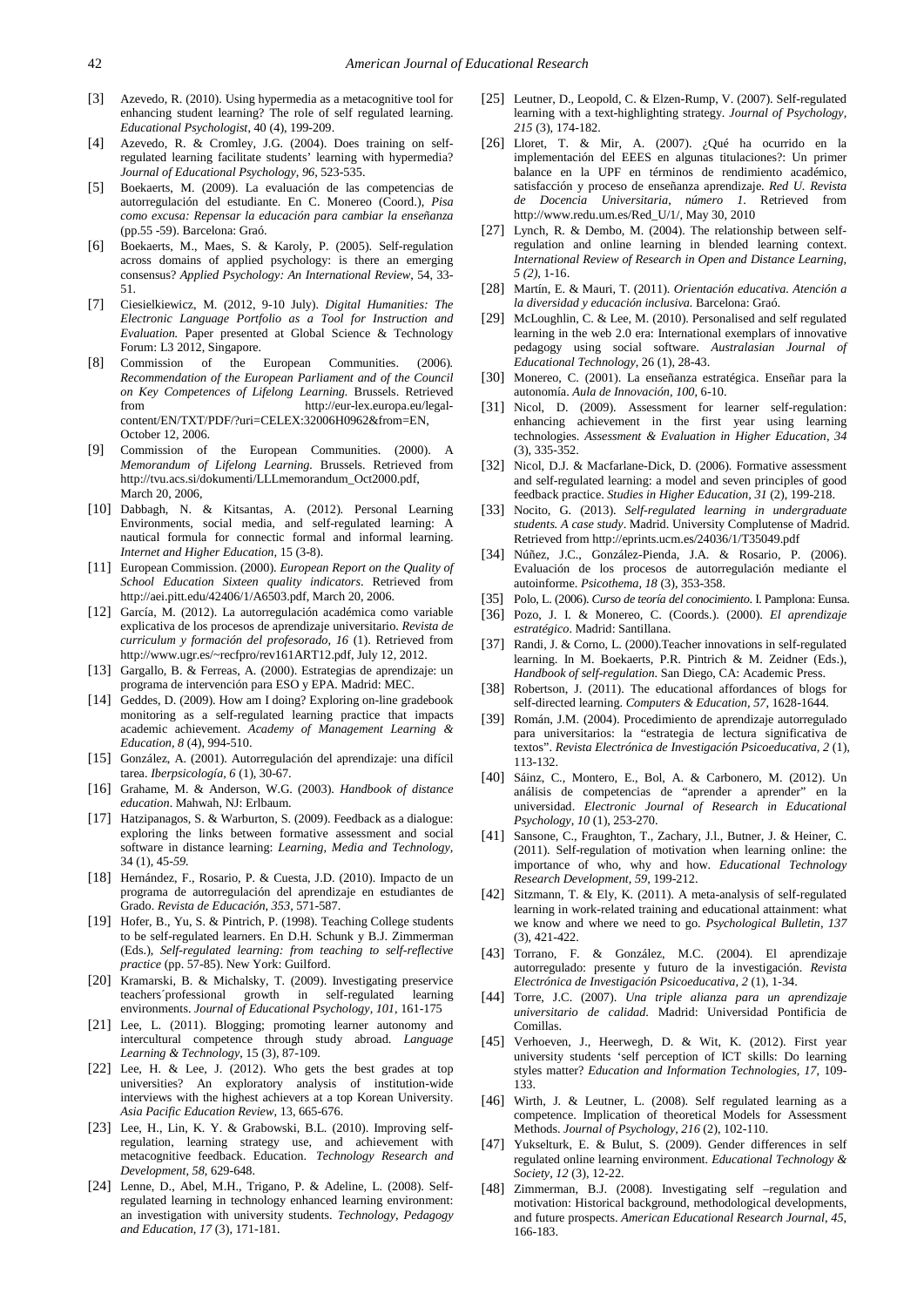[3] Azevedo, R. (2010). Using hypermedia as a metacognitive tool for enhancing student learning? The role of self regulated learning. *Educational Psychologist*, 40 (4), 199-209.

[4] Azevedo, R. & Cromley, J.G. (2004). Does training on self-regulated learning facilitate students' learning with hypermedia? *Journal of Educational Psychology, 96*, 523-535.

[5] Boekaerts, M. (2009). La evaluación de las competencias de autorregulación del estudiante. En C. Monereo (Coord.), *Pisa como excusa: Repensar la educación para cambiar la enseñanza* (pp.55 -59). Barcelona: Graó.

[6] Boekaerts, M., Maes, S. & Karoly, P. (2005). Self-regulation across domains of applied psychology: is there an emerging consensus? *Applied Psychology: An International Review*, 54, 33-51.

[7] Ciesielkiewicz, M. (2012, 9-10 July). *Digital Humanities: The Electronic Language Portfolio as a Tool for Instruction and Evaluation.* Paper presented at Global Science & Technology Forum: L3 2012, Singapore.

[8] Commission of the European Communities. (2006). *Recommendation of the European Parliament and of the Council on Key Competences of Lifelong Learning.* Brussels. Retrieved from http://eur-lex.europa.eu/legal-content/EN/TXT/PDF/?uri=CELEX:32006H0962&from=EN, October 12, 2006.

[9] Commission of the European Communities. (2000). *A Memorandum of Lifelong Learning*. Brussels. Retrieved from http://tvu.acs.si/dokumenti/LLLmemorandum_Oct2000.pdf, March 20, 2006,

[10] Dabbagh, N. & Kitsantas, A. (2012). Personal Learning Environments, social media, and self-regulated learning: A nautical formula for connectic formal and informal learning. *Internet and Higher Education*, 15 (3-8).

[11] European Commission. (2000). *European Report on the Quality of School Education Sixteen quality indicators*. Retrieved from http://aei.pitt.edu/42406/1/A6503.pdf, March 20, 2006.

[12] García, M. (2012). La autorregulación académica como variable explicativa de los procesos de aprendizaje universitario. *Revista de curriculum y formación del profesorado, 16* (1). Retrieved from http://www.ugr.es/~recfpro/rev161ART12.pdf, July 12, 2012.

[13] Gargallo, B. & Ferreas, A. (2000). Estrategias de aprendizaje: un programa de intervención para ESO y EPA. Madrid: MEC.

[14] Geddes, D. (2009). How am I doing? Exploring on-line gradebook monitoring as a self-regulated learning practice that impacts academic achievement. *Academy of Management Learning & Education, 8* (4), 994-510.

[15] González, A. (2001). Autorregulación del aprendizaje: una difícil tarea. *Iberpsicología, 6* (1), 30-67.

[16] Grahame, M. & Anderson, W.G. (2003). *Handbook of distance education*. Mahwah, NJ: Erlbaum.

[17] Hatzipanagos, S. & Warburton, S. (2009). Feedback as a dialogue: exploring the links between formative assessment and social software in distance learning: *Learning, Media and Technology*, 34 (1), 45-*59.*

[18] Hernández, F., Rosario, P. & Cuesta, J.D. (2010). Impacto de un programa de autorregulación del aprendizaje en estudiantes de Grado. *Revista de Educación, 353*, 571-587.

[19] Hofer, B., Yu, S. & Pintrich, P. (1998). Teaching College students to be self-regulated learners. En D.H. Schunk y B.J. Zimmerman (Eds.), *Self-regulated learning: from teaching to self-reflective practice* (pp. 57-85). New York: Guilford.

[20] Kramarski, B. & Michalsky, T. (2009). Investigating preservice teachers´professional growth in self-regulated learning environments. *Journal of Educational Psychology, 101*, 161-175

[21] Lee, L. (2011). Blogging; promoting learner autonomy and intercultural competence through study abroad. *Language Learning & Technology*, 15 (3), 87-109.

[22] Lee, H. & Lee, J. (2012). Who gets the best grades at top universities? An exploratory analysis of institution-wide interviews with the highest achievers at a top Korean University. *Asia Pacific Education Review*, 13, 665-676.

[23] Lee, H., Lin, K. Y. & Grabowski, B.L. (2010). Improving self-regulation, learning strategy use, and achievement with metacognitive feedback. Education. *Technology Research and Development, 58*, 629-648.

[24] Lenne, D., Abel, M.H., Trigano, P. & Adeline, L. (2008). Self-regulated learning in technology enhanced learning environment: an investigation with university students. *Technology, Pedagogy and Education, 17* (3), 171-181.

[25] Leutner, D., Leopold, C. & Elzen-Rump, V. (2007). Self-regulated learning with a text-highlighting strategy. *Journal of Psychology, 215* (3), 174-182.

[26] Lloret, T. & Mir, A. (2007). ¿Qué ha ocurrido en la implementación del EEES en algunas titulaciones?: Un primer balance en la UPF en términos de rendimiento académico, satisfacción y proceso de enseñanza aprendizaje. *Red U. Revista de Docencia Universitaria, número 1.* Retrieved from http://www.redu.um.es/Red_U/1/, May 30, 2010

[27] Lynch, R. & Dembo, M. (2004). The relationship between self-regulation and online learning in blended learning context. *International Review of Research in Open and Distance Learning, 5 (2)*, 1-16.

[28] Martín, E. & Mauri, T. (2011). *Orientación educativa. Atención a la diversidad y educación inclusiva.* Barcelona: Graó.

[29] McLoughlin, C. & Lee, M. (2010). Personalised and self regulated learning in the web 2.0 era: International exemplars of innovative pedagogy using social software. *Australasian Journal of Educational Technology*, 26 (1), 28-43.

[30] Monereo, C. (2001). La enseñanza estratégica. Enseñar para la autonomía. *Aula de Innovación, 100*, 6-10.

[31] Nicol, D. (2009). Assessment for learner self-regulation: enhancing achievement in the first year using learning technologies. *Assessment & Evaluation in Higher Education, 34* (3), 335-352.

[32] Nicol, D.J. & Macfarlane-Dick, D. (2006). Formative assessment and self-regulated learning: a model and seven principles of good feedback practice. *Studies in Higher Education, 31* (2), 199-218.

[33] Nocito, G. (2013). *Self-regulated learning in undergraduate students. A case study*. Madrid. University Complutense of Madrid. Retrieved from http://eprints.ucm.es/24036/1/T35049.pdf

[34] Núñez, J.C., González-Pienda, J.A. & Rosario, P. (2006). Evaluación de los procesos de autorregulación mediante el autoinforme. *Psicothema, 18* (3), 353-358.

[35] Polo, L. (2006). *Curso de teoría del conocimiento*. I. Pamplona: Eunsa.

[36] Pozo, J. I. & Monereo, C. (Coords.). (2000). *El aprendizaje estratégico*. Madrid: Santillana.

[37] Randi, J. & Corno, L. (2000).Teacher innovations in self-regulated learning. In M. Boekaerts, P.R. Pintrich & M. Zeidner (Eds.), *Handbook of self-regulation*. San Diego, CA: Academic Press.

[38] Robertson, J. (2011). The educational affordances of blogs for self-directed learning. *Computers & Education, 57*, 1628-1644.

[39] Román, J.M. (2004). Procedimiento de aprendizaje autorregulado para universitarios: la "estrategia de lectura significativa de textos". *Revista Electrónica de Investigación Psicoeducativa, 2* (1), 113-132.

[40] Sáinz, C., Montero, E., Bol, A. & Carbonero, M. (2012). Un análisis de competencias de "aprender a aprender" en la universidad. *Electronic Journal of Research in Educational Psychology, 10* (1), 253-270.

[41] Sansone, C., Fraughton, T., Zachary, J.l., Butner, J. & Heiner, C. (2011). Self-regulation of motivation when learning online: the importance of who, why and how. *Educational Technology Research Development, 59*, 199-212.

[42] Sitzmann, T. & Ely, K. (2011). A meta-analysis of self-regulated learning in work-related training and educational attainment: what we know and where we need to go. *Psychological Bulletin, 137* (3), 421-422.

[43] Torrano, F. & González, M.C. (2004). El aprendizaje autorregulado: presente y futuro de la investigación. *Revista Electrónica de Investigación Psicoeducativa, 2* (1), 1-34.

[44] Torre, J.C. (2007). *Una triple alianza para un aprendizaje universitario de calidad*. Madrid: Universidad Pontificia de Comillas.

[45] Verhoeven, J., Heerwegh, D. & Wit, K. (2012). First year university students 'self perception of ICT skills: Do learning styles matter? *Education and Information Technologies, 17*, 109-133.

[46] Wirth, J. & Leutner, L. (2008). Self regulated learning as a competence. Implication of theoretical Models for Assessment Methods. *Journal of Psychology, 216* (2), 102-110.

[47] Yukselturk, E. & Bulut, S. (2009). Gender differences in self regulated online learning environment. *Educational Technology & Society, 12* (3), 12-22.

[48] Zimmerman, B.J. (2008). Investigating self –regulation and motivation: Historical background, methodological developments, and future prospects. *American Educational Research Journal, 45*, 166-183.